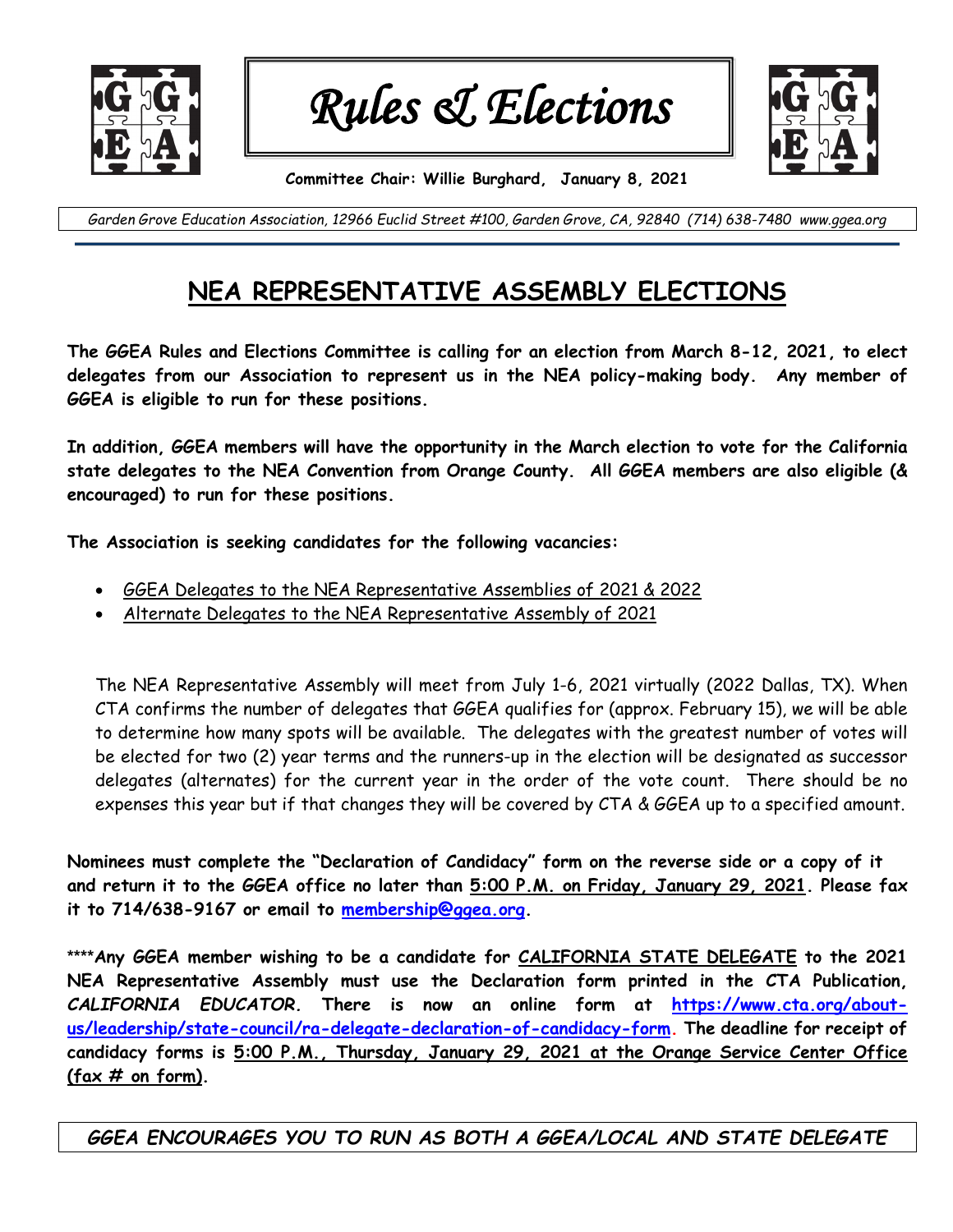# Rules & Elections

**Committee Chair: Willie Burghard, January 8, 2021**

*Garden Grove Education Association, 12966 Euclid Street #100, Garden Grove, CA, 92840 (714) 638-7480 www.ggea.org*

## NEA REPRESENTATIVE ASSEMBLY ELECTIONS

**The GGEA Rules and Elections Committee is calling for an election from March 8-12, 2021, to elect delegates from our Association to represent us in the NEA policy-making body. Any member of GGEA is eligible to run for these positions.**

**In addition, GGEA members will have the opportunity in the March election to vote for the California state delegates to the NEA Convention from Orange County. All GGEA members are also eligible (& encouraged) to run for these positions.**

**The Association is seeking candidates for the following vacancies:**

- GGEA Delegates to the NEA Representative Assemblies of 2021 & 2022
- Alternate Delegates to the NEA Representative Assembly of 2021

The NEA Representative Assembly will meet from July 1-6, 2021 virtually (2022 Dallas, TX). When CTA confirms the number of delegates that GGEA qualifies for (approx. February 15), we will be able to determine how many spots will be available. The delegates with the greatest number of votes will be elected for two (2) year terms and the runners-up in the election will be designated as successor delegates (alternates) for the current year in the order of the vote count. There should be no expenses this year but if that changes they will be covered by CTA & GGEA up to a specified amount.

**Nominees must complete the "Declaration of Candidacy" form on the reverse side or a copy of it and return it to the GGEA office no later than 5:00 P.M. on Friday, January 29, 2021. Please fax it to 714/638-9167 or email to membership@ggea.org.**

**\*\*\*\*Any GGEA member wishing to be a candidate for CALIFORNIA STATE DELEGATE to the 2021 NEA Representative Assembly must use the Declaration form printed in the CTA Publication, *CALIFORNIA EDUCATOR*. There is now an online form at https://www.cta.org/about-us/leadership/state-council/ra-delegate-declaration-of-candidacy-form. The deadline for receipt of candidacy forms is 5:00 P.M., Thursday, January 29, 2021 at the Orange Service Center Office (fax # on form).**

***GGEA ENCOURAGES YOU TO RUN AS BOTH A GGEA/LOCAL AND STATE DELEGATE***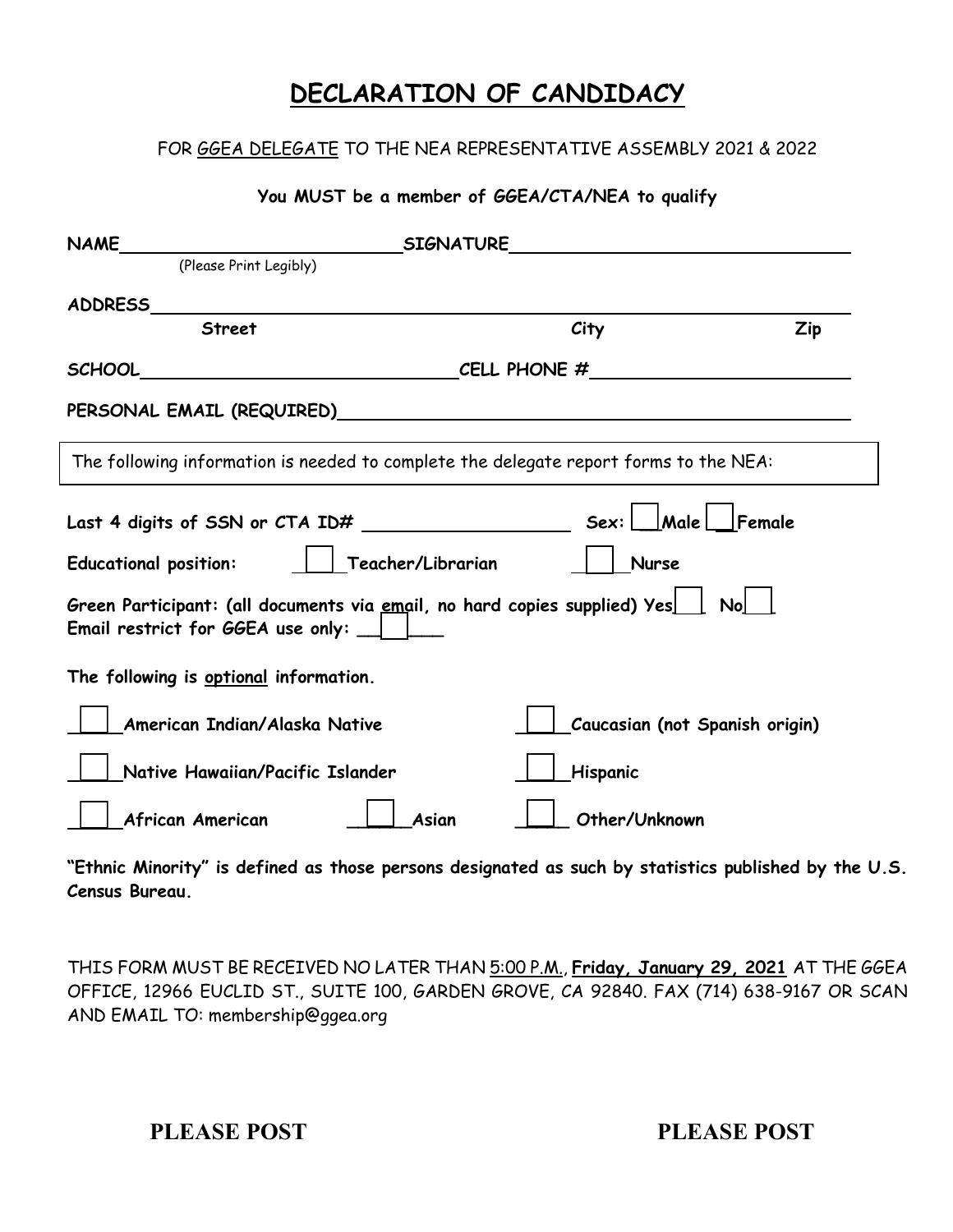# DECLARATION OF CANDIDACY

FOR GGEA DELEGATE TO THE NEA REPRESENTATIVE ASSEMBLY 2021 & 2022

**You MUST be a member of GGEA/CTA/NEA to qualify**

**NAME**\_\_\_\_\_\_\_\_\_\_\_\_\_\_\_\_\_\_\_\_\_\_\_\_\_\_\_\_ **SIGNATURE**\_\_\_\_\_\_\_\_\_\_\_\_\_\_\_\_\_\_\_\_\_\_\_\_\_\_\_\_\_\_\_\_
(Please Print Legibly)

**ADDRESS**\_\_\_\_\_\_\_\_\_\_\_\_\_\_\_\_\_\_\_\_\_\_\_\_\_\_\_\_\_\_\_\_\_\_\_\_\_\_\_\_\_\_\_\_\_\_\_\_\_\_\_\_\_\_\_\_\_\_\_\_
**Street** **City** **Zip**

**SCHOOL**\_\_\_\_\_\_\_\_\_\_\_\_\_\_\_\_\_\_\_\_\_\_\_\_\_\_\_\_\_\_ **CELL PHONE #**\_\_\_\_\_\_\_\_\_\_\_\_\_\_\_\_\_\_\_\_\_\_\_\_

**PERSONAL EMAIL (REQUIRED)**\_\_\_\_\_\_\_\_\_\_\_\_\_\_\_\_\_\_\_\_\_\_\_\_\_\_\_\_\_\_\_\_\_\_\_\_\_\_\_\_\_\_\_\_\_\_\_\_\_\_

The following information is needed to complete the delegate report forms to the NEA:

**Last 4 digits of SSN or CTA ID#** \_\_\_\_\_\_\_\_\_\_\_\_\_\_\_\_\_\_\_ **Sex:** ☐ **Male** ☐ **Female**

**Educational position:** ☐ **Teacher/Librarian** ☐ **Nurse**

**Green Participant: (all documents via email, no hard copies supplied) Yes** ☐ **No** ☐
**Email restrict for GGEA use only:** ☐

**The following is optional information.**

☐ **American Indian/Alaska Native** ☐ **Caucasian (not Spanish origin)**

☐ **Native Hawaiian/Pacific Islander** ☐ **Hispanic**

☐ **African American** ☐ **Asian** ☐ **Other/Unknown**

**"Ethnic Minority" is defined as those persons designated as such by statistics published by the U.S. Census Bureau.**

THIS FORM MUST BE RECEIVED NO LATER THAN 5:00 P.M., **Friday, January 29, 2021** AT THE GGEA OFFICE, 12966 EUCLID ST., SUITE 100, GARDEN GROVE, CA 92840. FAX (714) 638-9167 OR SCAN AND EMAIL TO: membership@ggea.org

**PLEASE POST** **PLEASE POST**